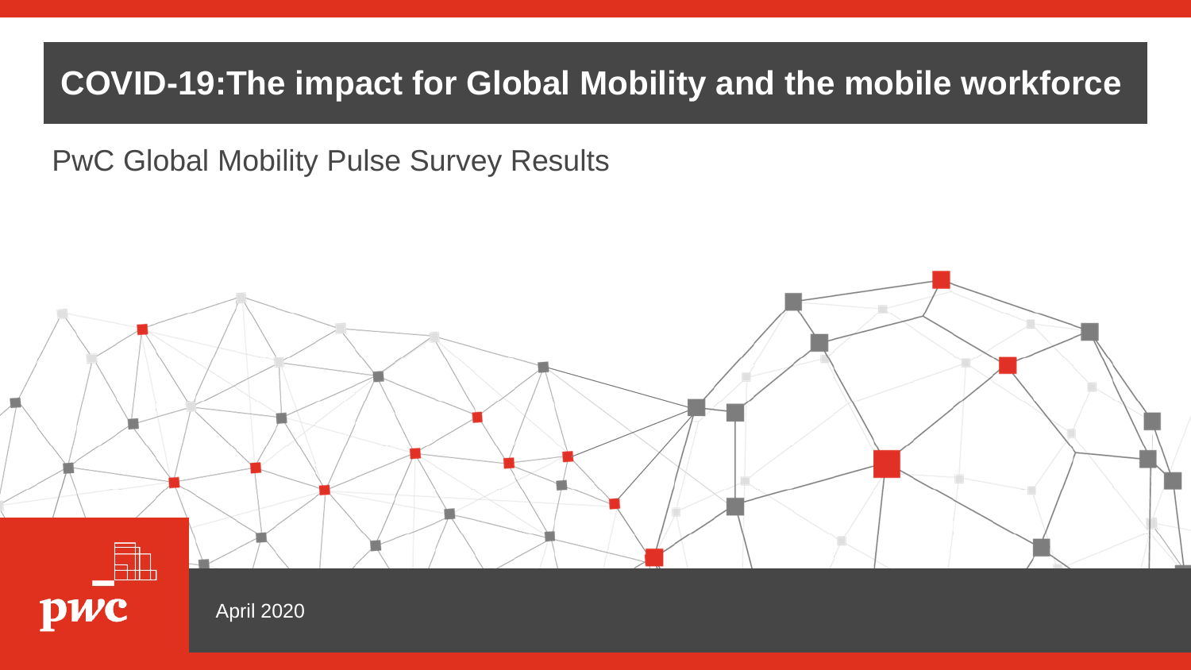# COVID-19:The impact for Global Mobility and the mobile workforce

PwC Global Mobility Pulse Survey Results

pwc

April 2020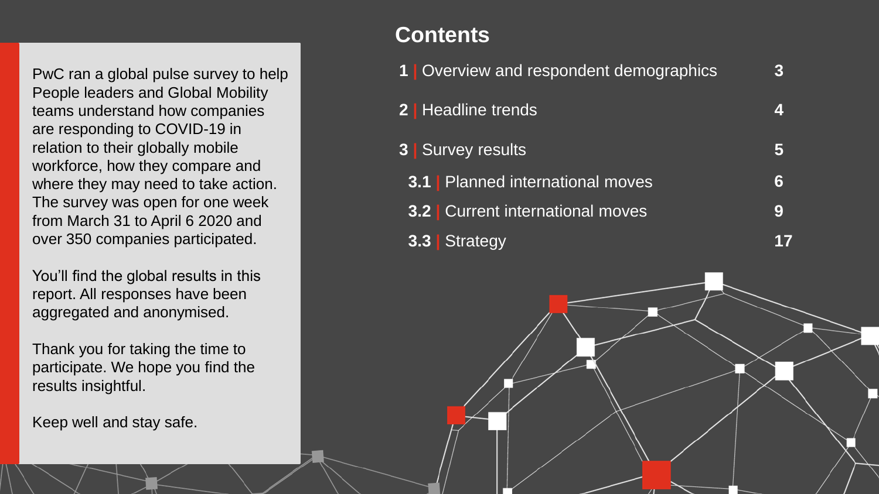PwC ran a global pulse survey to help People leaders and Global Mobility teams understand how companies are responding to COVID-19 in relation to their globally mobile workforce, how they compare and where they may need to take action. The survey was open for one week from March 31 to April 6 2020 and over 350 companies participated.

You'll find the global results in this report. All responses have been aggregated and anonymised.

Thank you for taking the time to participate. We hope you find the results insightful.

Keep well and stay safe.

## Contents

| Section | Page |
|---|---|
| **1** \| Overview and respondent demographics | **3** |
| **2** \| Headline trends | **4** |
| **3** \| Survey results | **5** |
| **3.1** \| Planned international moves | **6** |
| **3.2** \| Current international moves | **9** |
| **3.3** \| Strategy | **17** |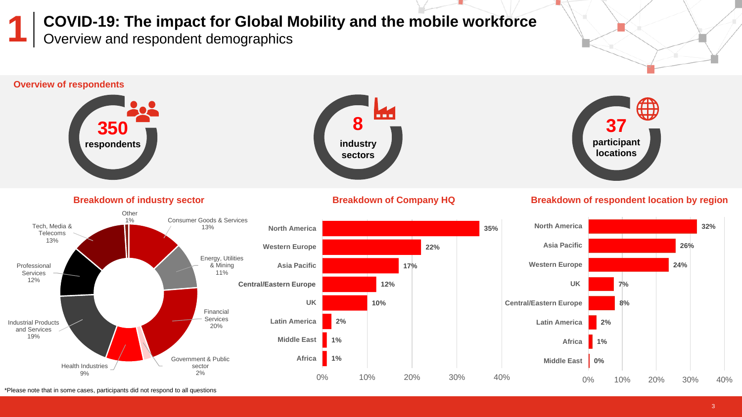# 1 COVID-19: The impact for Global Mobility and the mobile workforce

## Overview and respondent demographics

### Overview of respondents

**350** respondents

**8** industry sectors

**37** participant locations

### Breakdown of industry sector

| Sector | % |
|---|---|
| Consumer Goods & Services | 13% |
| Energy, Utilities & Mining | 11% |
| Financial Services | 20% |
| Government & Public sector | 2% |
| Health Industries | 9% |
| Industrial Products and Services | 19% |
| Professional Services | 12% |
| Tech, Media & Telecoms | 13% |
| Other | 1% |

### Breakdown of Company HQ

| Region | % |
|---|---|
| North America | 35% |
| Western Europe | 22% |
| Asia Pacific | 17% |
| Central/Eastern Europe | 12% |
| UK | 10% |
| Latin America | 2% |
| Middle East | 1% |
| Africa | 1% |

### Breakdown of respondent location by region

| Region | % |
|---|---|
| North America | 32% |
| Asia Pacific | 26% |
| Western Europe | 24% |
| UK | 7% |
| Central/Eastern Europe | 8% |
| Latin America | 2% |
| Africa | 1% |
| Middle East | 0% |

*Please note that in some cases, participants did not respond to all questions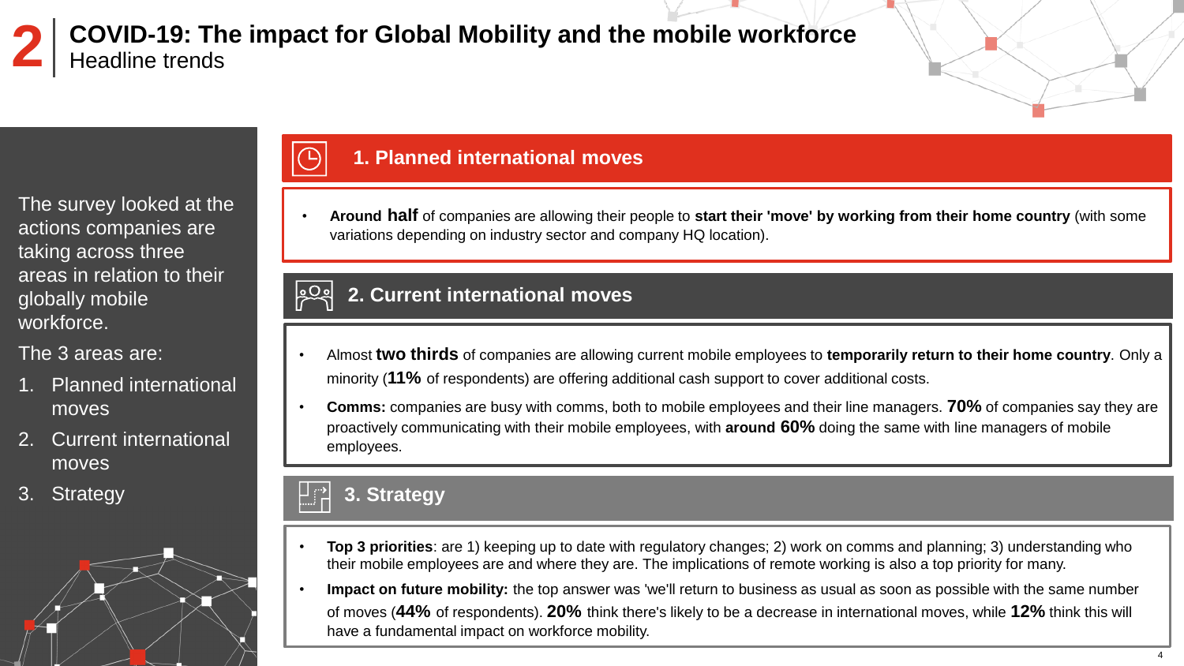# 2 COVID-19: The impact for Global Mobility and the mobile workforce

## Headline trends

The survey looked at the actions companies are taking across three areas in relation to their globally mobile workforce.

The 3 areas are:

1. Planned international moves
2. Current international moves
3. Strategy

### 1. Planned international moves

- **Around half** of companies are allowing their people to **start their 'move' by working from their home country** (with some variations depending on industry sector and company HQ location).

### 2. Current international moves

- Almost **two thirds** of companies are allowing current mobile employees to **temporarily return to their home country**. Only a minority (**11%** of respondents) are offering additional cash support to cover additional costs.
- **Comms:** companies are busy with comms, both to mobile employees and their line managers. **70%** of companies say they are proactively communicating with their mobile employees, with **around 60%** doing the same with line managers of mobile employees.

### 3. Strategy

- **Top 3 priorities**: are 1) keeping up to date with regulatory changes; 2) work on comms and planning; 3) understanding who their mobile employees are and where they are. The implications of remote working is also a top priority for many.
- **Impact on future mobility:** the top answer was 'we'll return to business as usual as soon as possible with the same number of moves (**44%** of respondents). **20%** think there's likely to be a decrease in international moves, while **12%** think this will have a fundamental impact on workforce mobility.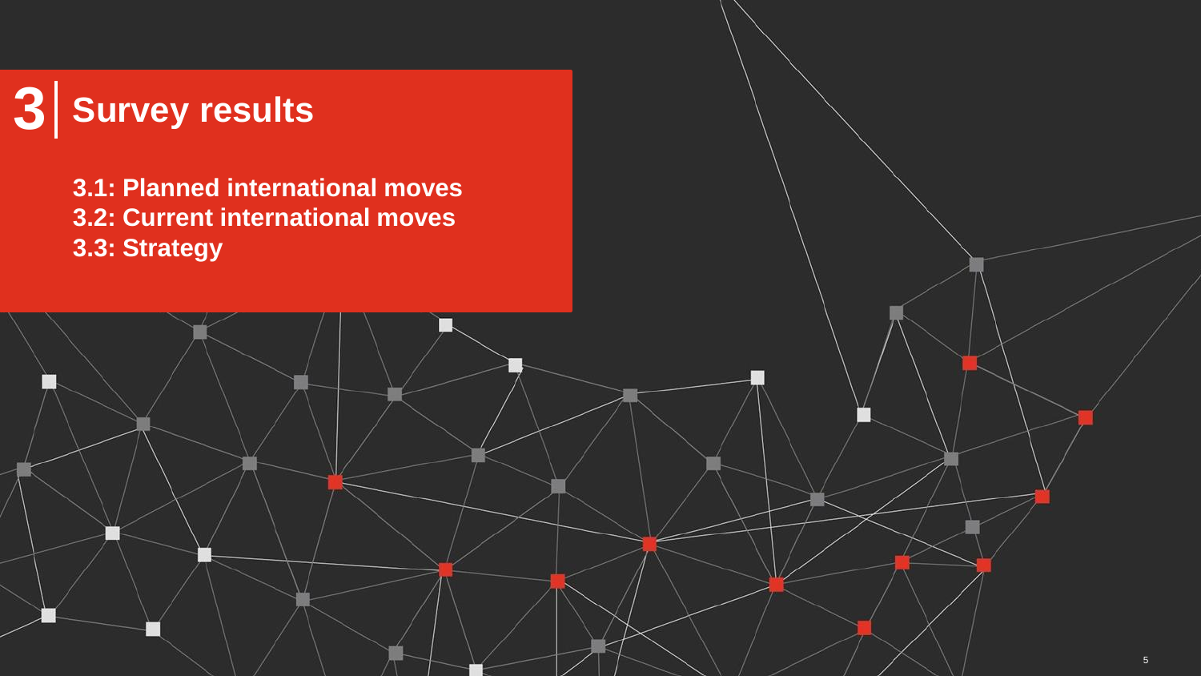# 3 Survey results

**3.1: Planned international moves**
**3.2: Current international moves**
**3.3: Strategy**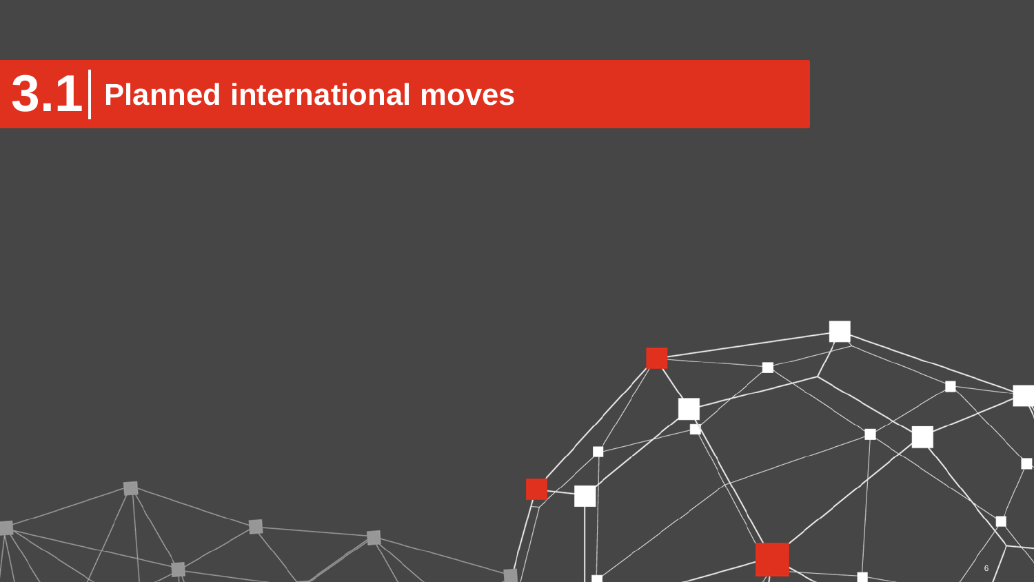# 3.1 Planned international moves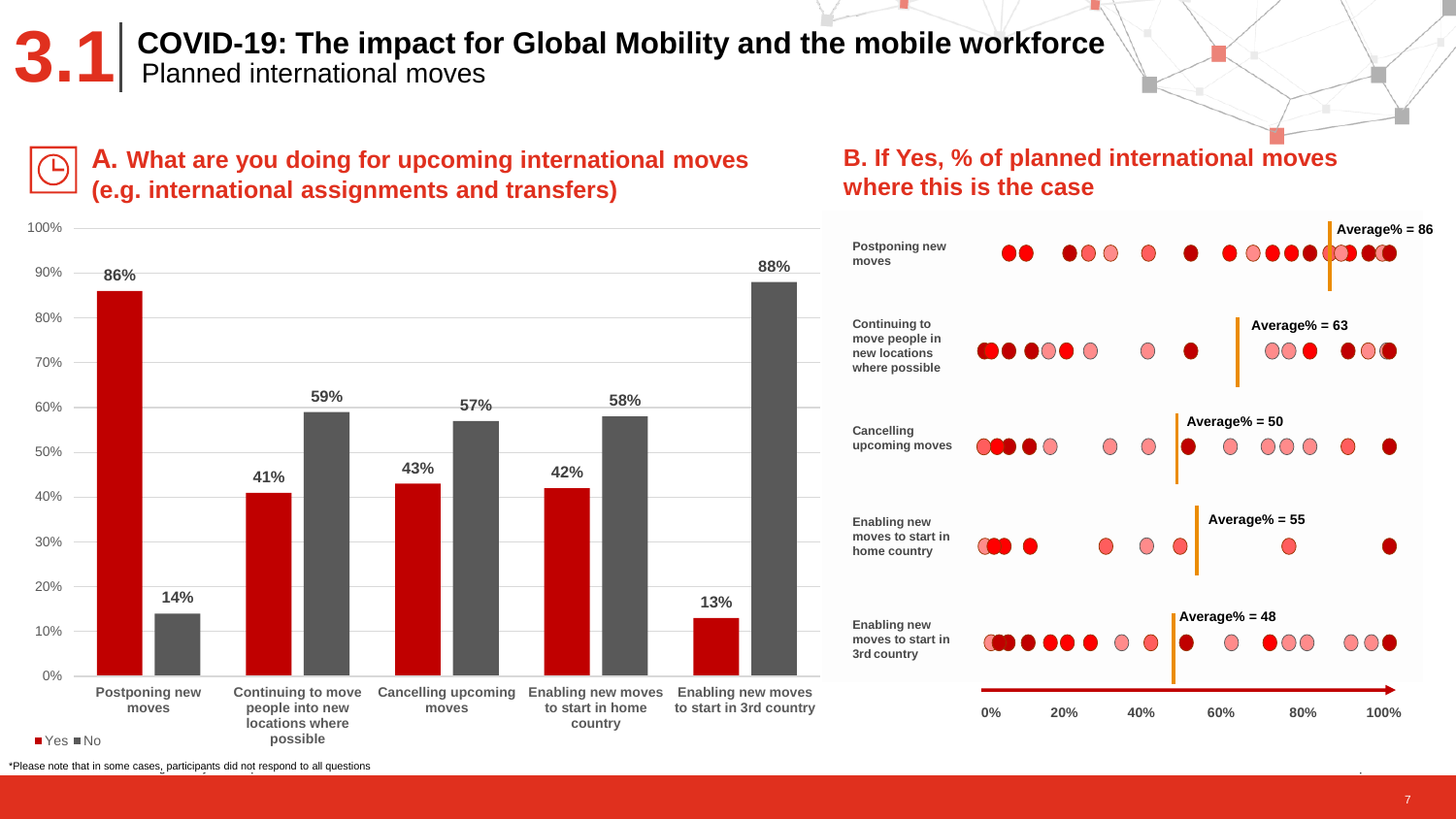# 3.1 COVID-19: The impact for Global Mobility and the mobile workforce

## Planned international moves

### A. What are you doing for upcoming international moves (e.g. international assignments and transfers)

| | Yes | No |
|---|---|---|
| Postponing new moves | 86% | 14% |
| Continuing to move people into new locations where possible | 41% | 59% |
| Cancelling upcoming moves | 43% | 57% |
| Enabling new moves to start in home country | 42% | 58% |
| Enabling new moves to start in 3rd country | 13% | 88% |

### B. If Yes, % of planned international moves where this is the case

| | Average% |
|---|---|
| Postponing new moves | 86 |
| Continuing to move people in new locations where possible | 63 |
| Cancelling upcoming moves | 50 |
| Enabling new moves to start in home country | 55 |
| Enabling new moves to start in 3rd country | 48 |

*Please note that in some cases, participants did not respond to all questions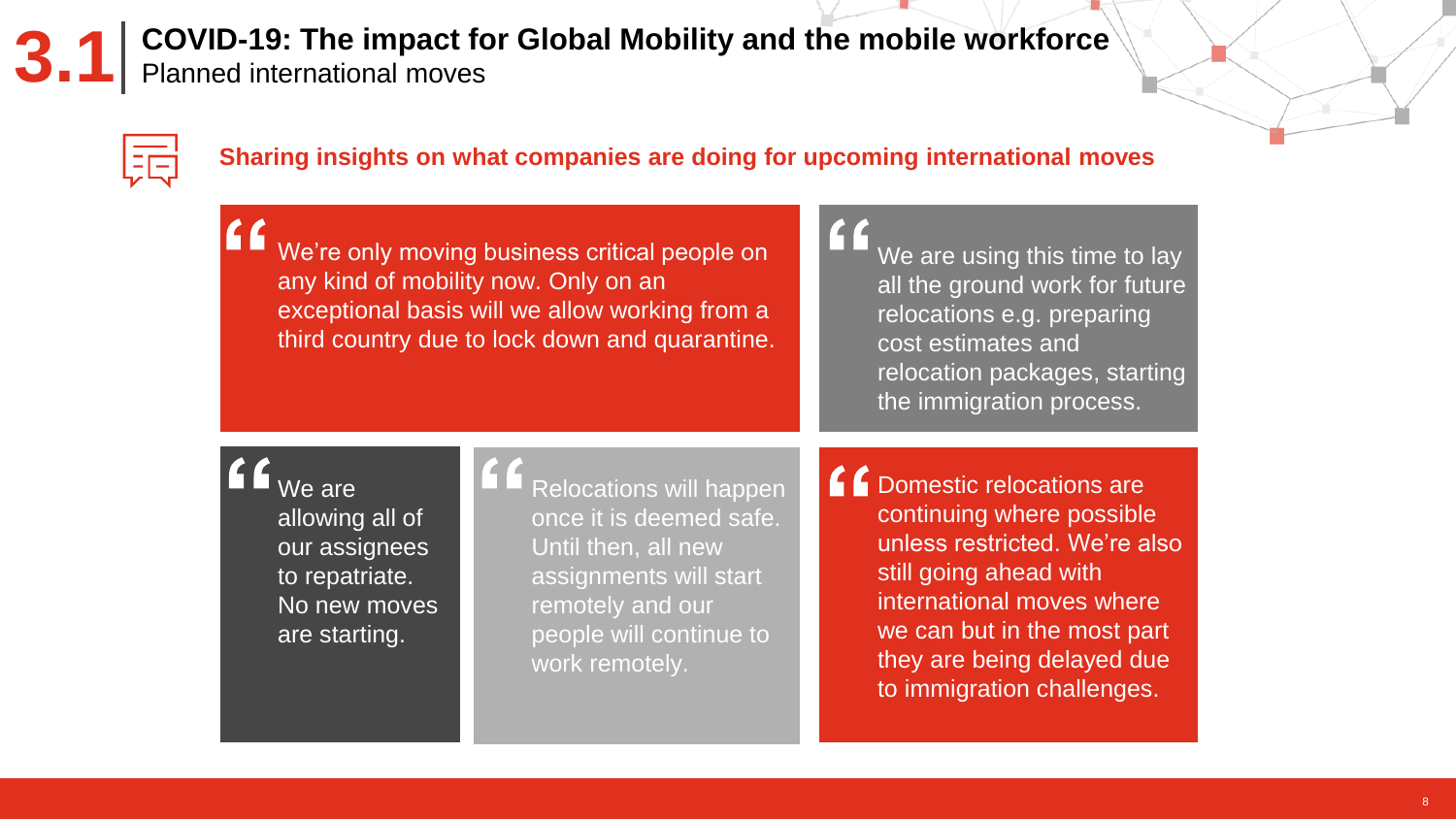# 3.1 COVID-19: The impact for Global Mobility and the mobile workforce

## Planned international moves

### Sharing insights on what companies are doing for upcoming international moves

> "We're only moving business critical people on any kind of mobility now. Only on an exceptional basis will we allow working from a third country due to lock down and quarantine.

> "We are using this time to lay all the ground work for future relocations e.g. preparing cost estimates and relocation packages, starting the immigration process.

> "We are allowing all of our assignees to repatriate. No new moves are starting.

> "Relocations will happen once it is deemed safe. Until then, all new assignments will start remotely and our people will continue to work remotely.

> "Domestic relocations are continuing where possible unless restricted. We're also still going ahead with international moves where we can but in the most part they are being delayed due to immigration challenges.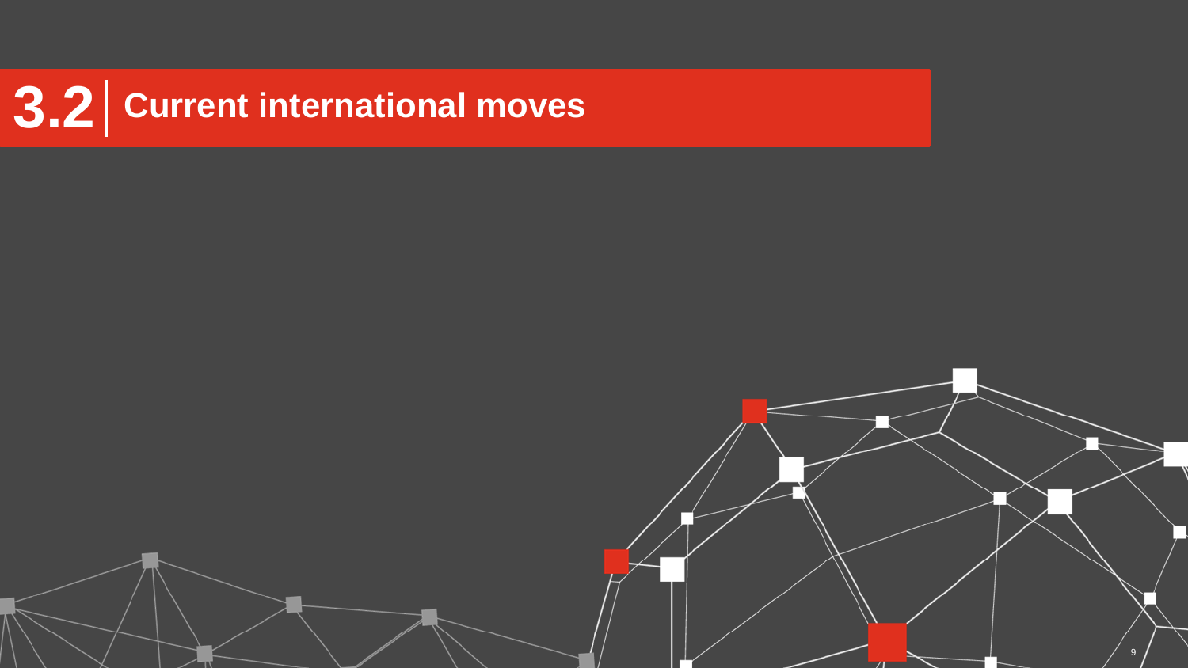# 3.2 Current international moves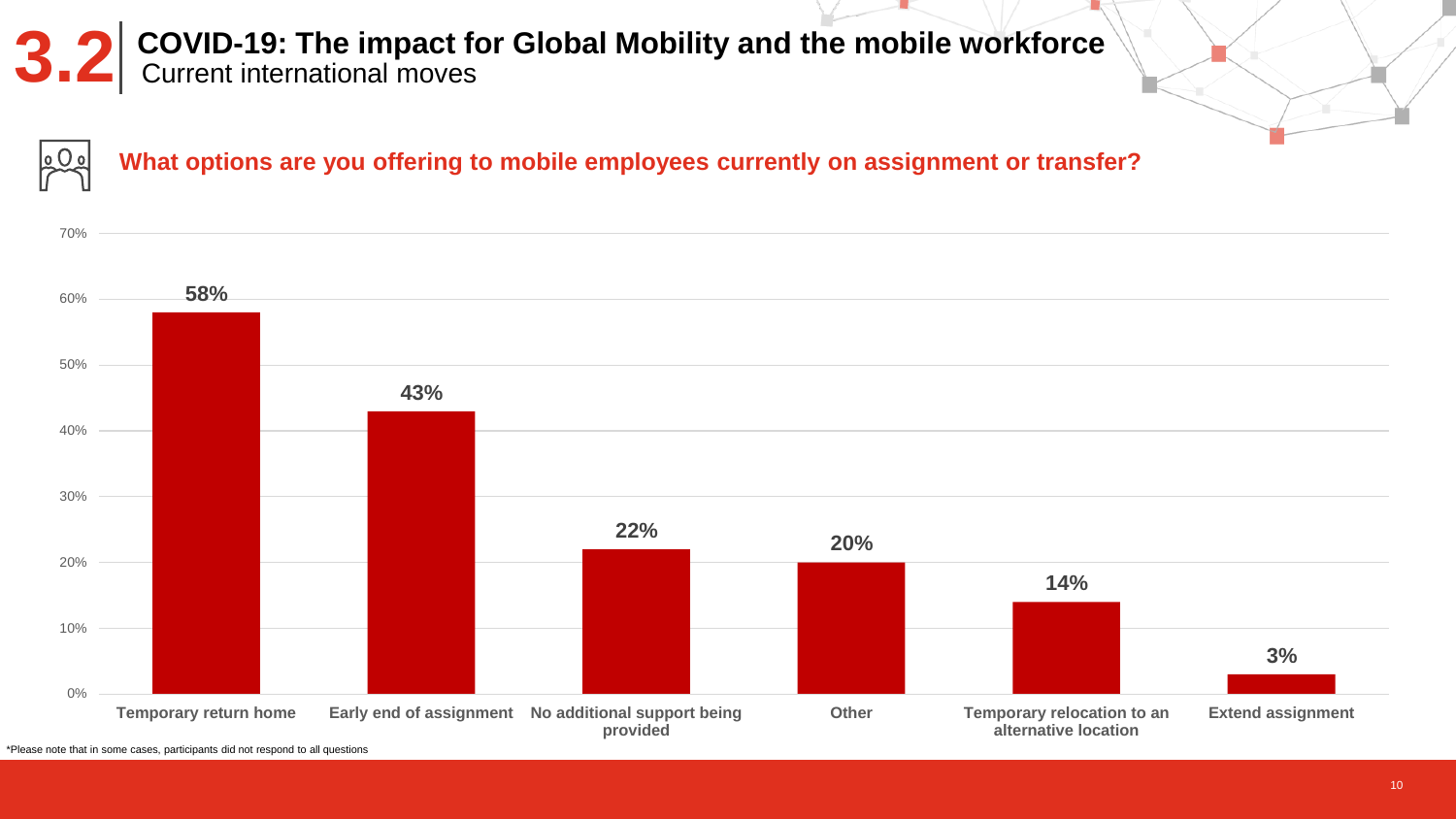# 3.2 COVID-19: The impact for Global Mobility and the mobile workforce

## Current international moves

### What options are you offering to mobile employees currently on assignment or transfer?

| Option | Percentage |
|---|---|
| Temporary return home | 58% |
| Early end of assignment | 43% |
| No additional support being provided | 22% |
| Other | 20% |
| Temporary relocation to an alternative location | 14% |
| Extend assignment | 3% |

*Please note that in some cases, participants did not respond to all questions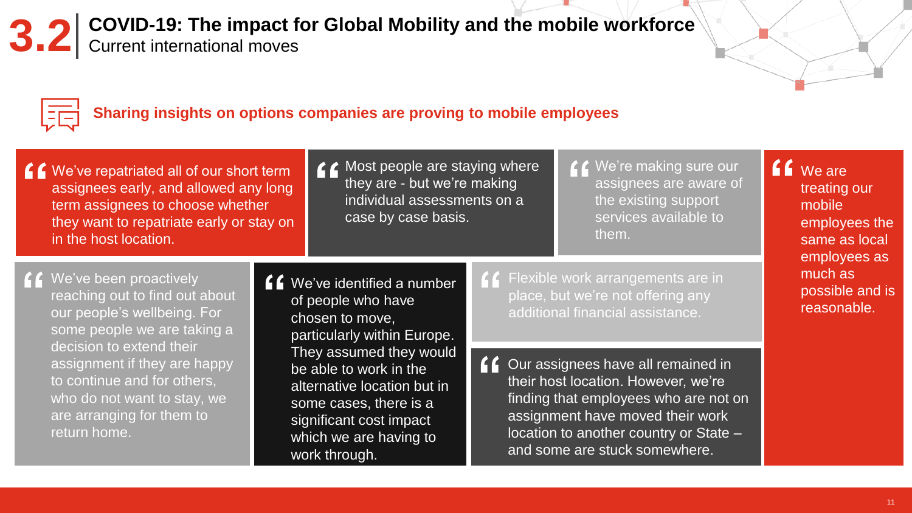# 3.2 COVID-19: The impact for Global Mobility and the mobile workforce

## Current international moves

### Sharing insights on options companies are proving to mobile employees

> "We've repatriated all of our short term assignees early, and allowed any long term assignees to choose whether they want to repatriate early or stay on in the host location.

> "Most people are staying where they are - but we're making individual assessments on a case by case basis.

> "We're making sure our assignees are aware of the existing support services available to them.

> "We are treating our mobile employees the same as local employees as much as possible and is reasonable.

> "We've been proactively reaching out to find out about our people's wellbeing. For some people we are taking a decision to extend their assignment if they are happy to continue and for others, who do not want to stay, we are arranging for them to return home.

> "We've identified a number of people who have chosen to move, particularly within Europe. They assumed they would be able to work in the alternative location but in some cases, there is a significant cost impact which we are having to work through.

> "Flexible work arrangements are in place, but we're not offering any additional financial assistance.

> "Our assignees have all remained in their host location. However, we're finding that employees who are not on assignment have moved their work location to another country or State – and some are stuck somewhere.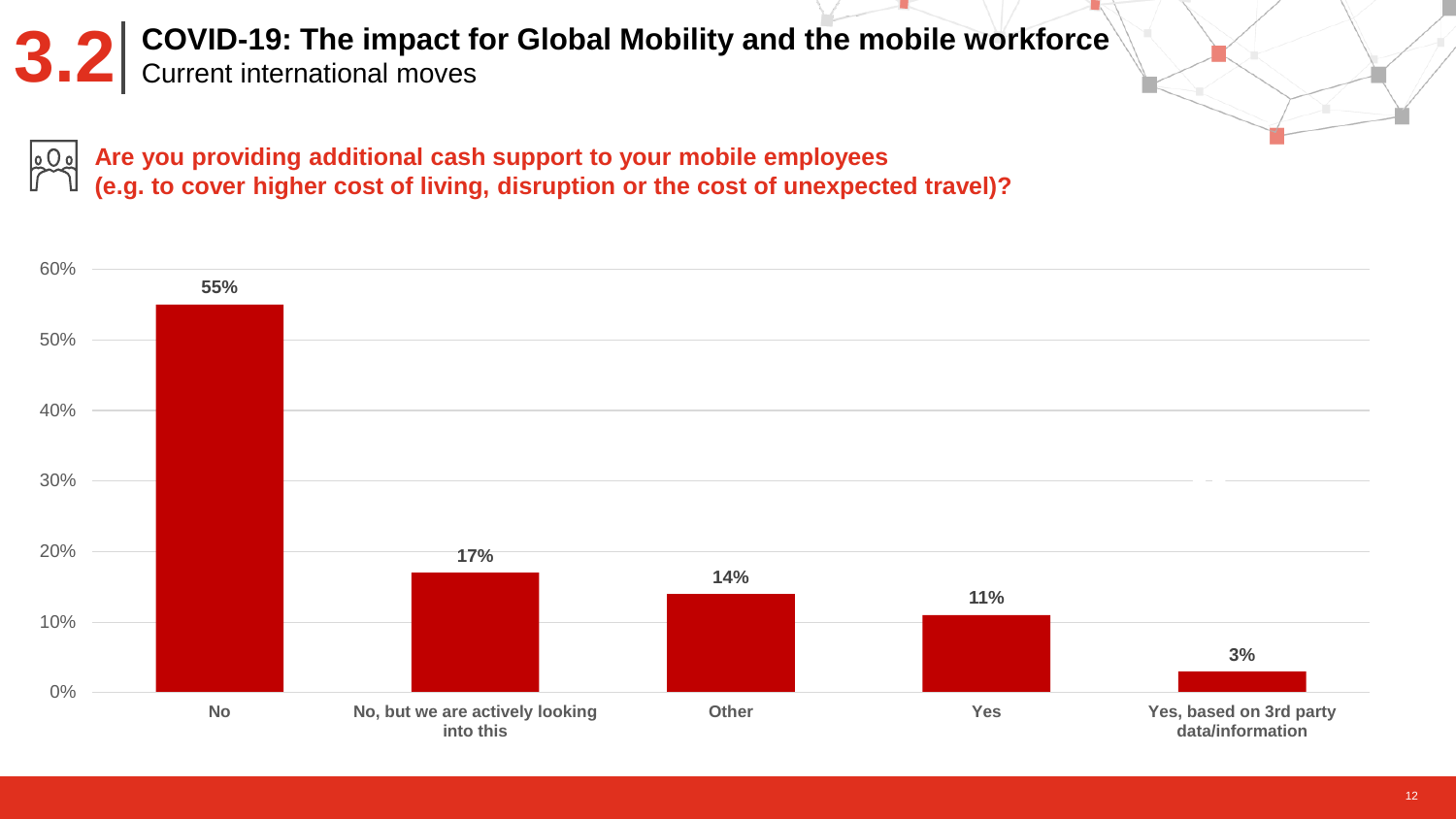# 3.2 COVID-19: The impact for Global Mobility and the mobile workforce

## Current international moves

**Are you providing additional cash support to your mobile employees (e.g. to cover higher cost of living, disruption or the cost of unexpected travel)?**

| Response | Percentage |
|---|---|
| No | 55% |
| No, but we are actively looking into this | 17% |
| Other | 14% |
| Yes | 11% |
| Yes, based on 3rd party data/information | 3% |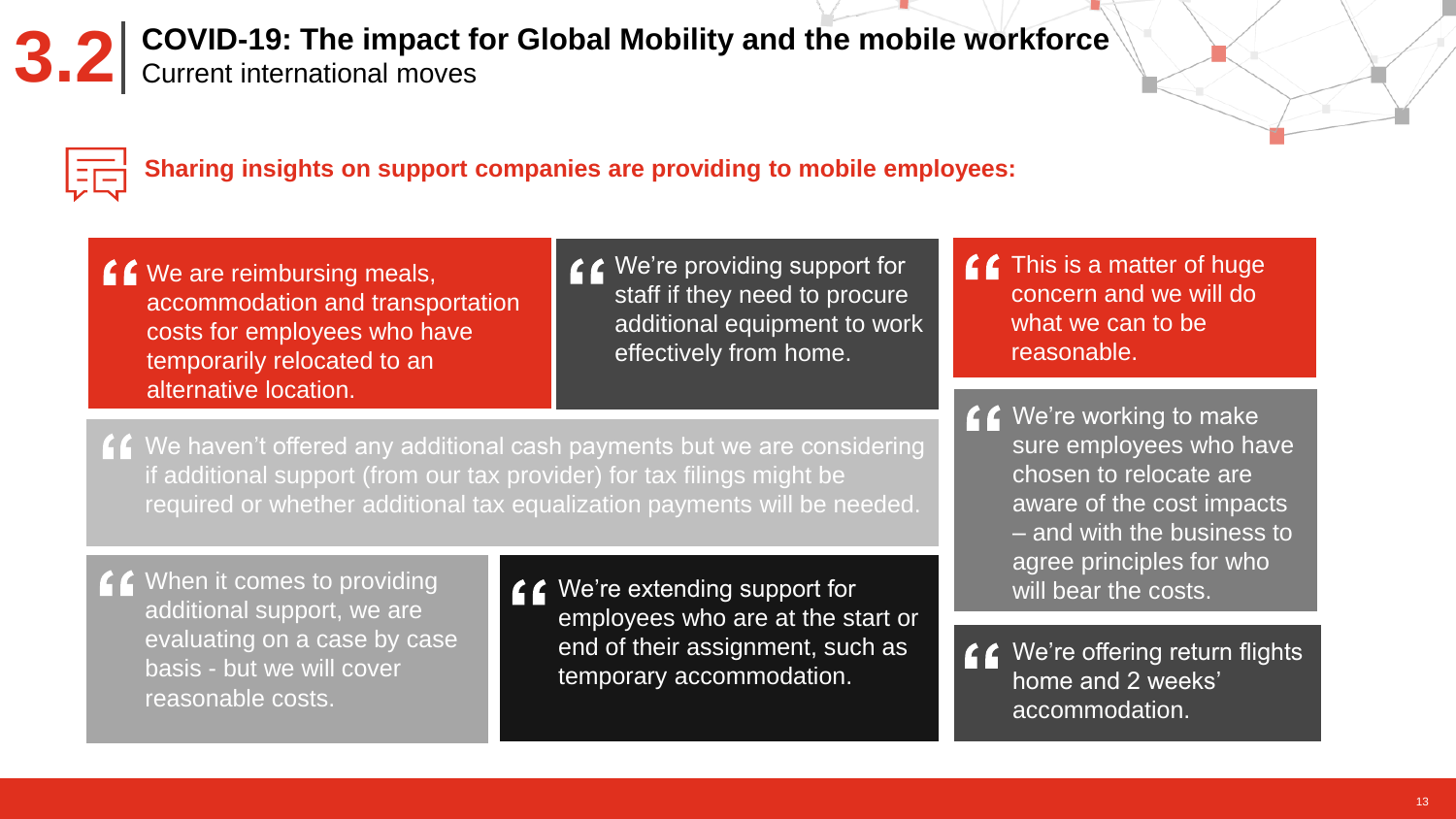# 3.2 COVID-19: The impact for Global Mobility and the mobile workforce

## Current international moves

**Sharing insights on support companies are providing to mobile employees:**

> "We are reimbursing meals, accommodation and transportation costs for employees who have temporarily relocated to an alternative location.

> "We're providing support for staff if they need to procure additional equipment to work effectively from home.

> "This is a matter of huge concern and we will do what we can to be reasonable.

> "We haven't offered any additional cash payments but we are considering if additional support (from our tax provider) for tax filings might be required or whether additional tax equalization payments will be needed.

> "We're working to make sure employees who have chosen to relocate are aware of the cost impacts – and with the business to agree principles for who will bear the costs.

> "When it comes to providing additional support, we are evaluating on a case by case basis - but we will cover reasonable costs.

> "We're extending support for employees who are at the start or end of their assignment, such as temporary accommodation.

> "We're offering return flights home and 2 weeks' accommodation.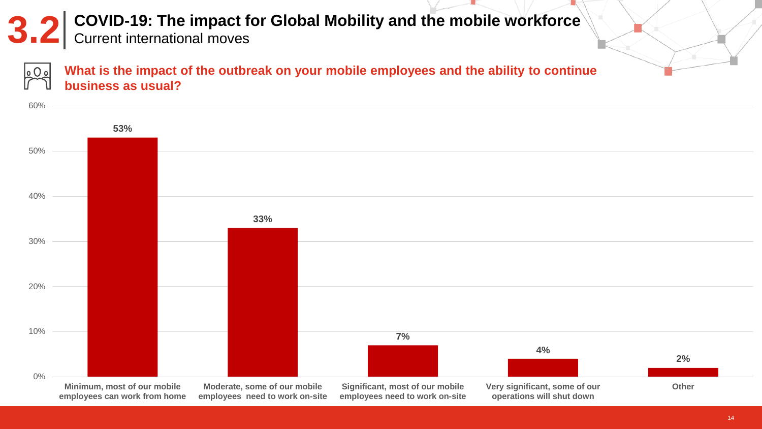# 3.2 COVID-19: The impact for Global Mobility and the mobile workforce

## Current international moves

**What is the impact of the outbreak on your mobile employees and the ability to continue business as usual?**

| Response | Percentage |
|---|---|
| Minimum, most of our mobile employees can work from home | 53% |
| Moderate, some of our mobile employees need to work on-site | 33% |
| Significant, most of our mobile employees need to work on-site | 7% |
| Very significant, some of our operations will shut down | 4% |
| Other | 2% |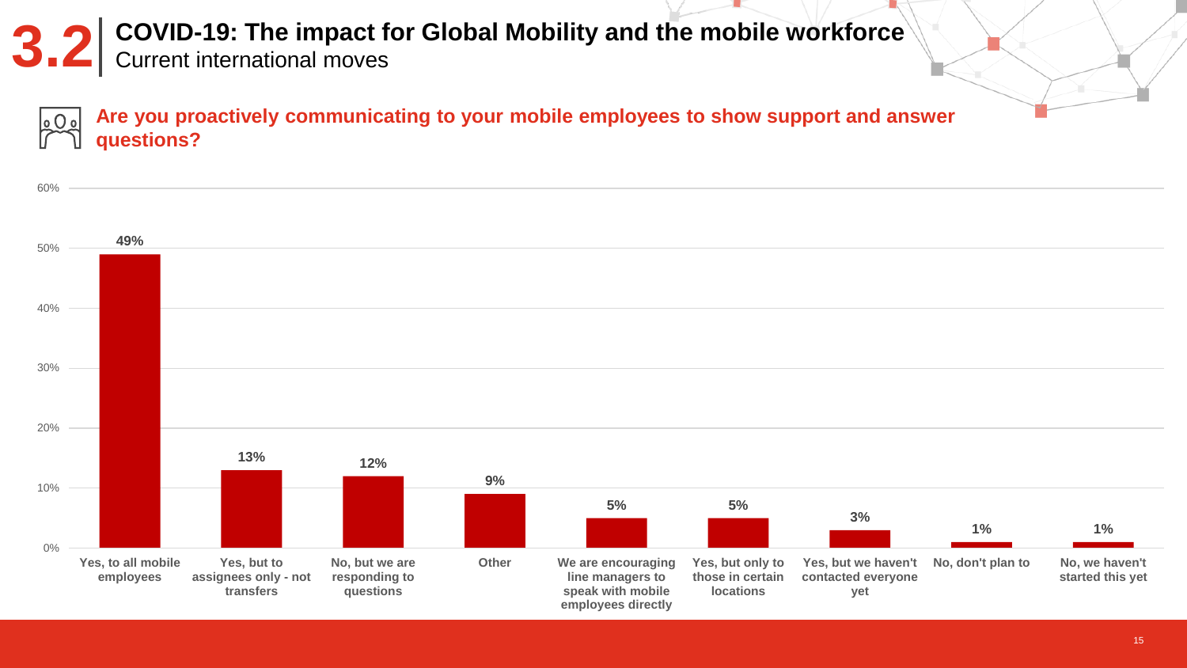# 3.2 COVID-19: The impact for Global Mobility and the mobile workforce

## Current international moves

### Are you proactively communicating to your mobile employees to show support and answer questions?

| Response | Percentage |
| --- | --- |
| Yes, to all mobile employees | 49% |
| Yes, but to assignees only - not transfers | 13% |
| No, but we are responding to questions | 12% |
| Other | 9% |
| We are encouraging line managers to speak with mobile employees directly | 5% |
| Yes, but only to those in certain locations | 5% |
| Yes, but we haven't contacted everyone yet | 3% |
| No, don't plan to | 1% |
| No, we haven't started this yet | 1% |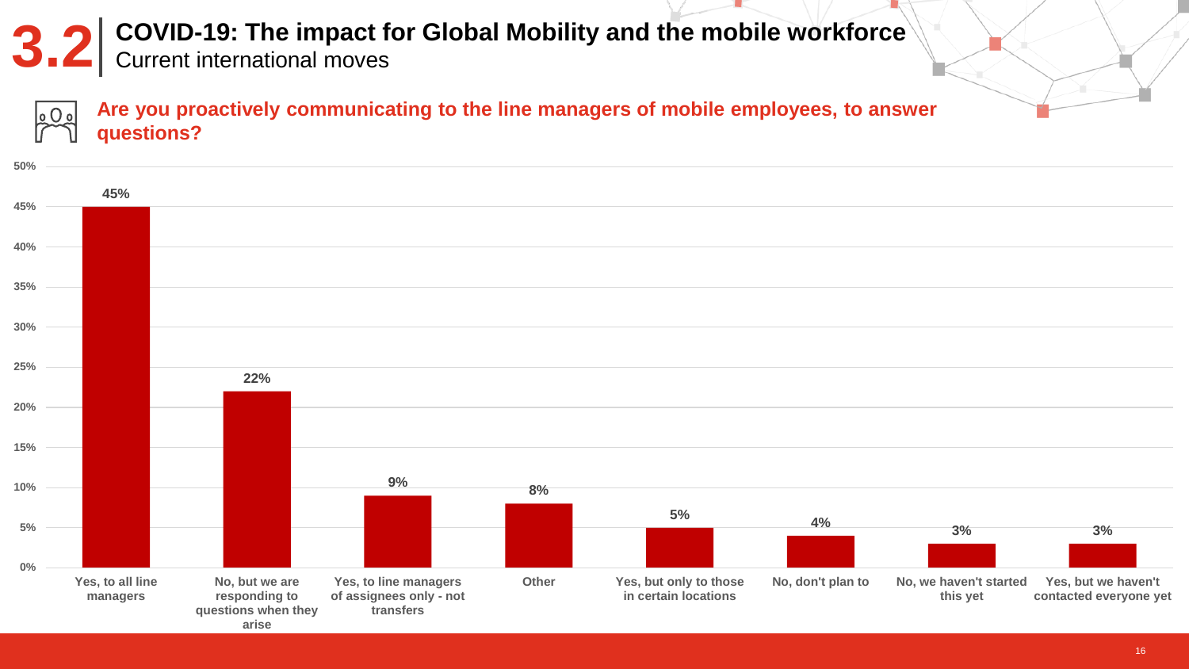# 3.2 COVID-19: The impact for Global Mobility and the mobile workforce

## Current international moves

### Are you proactively communicating to the line managers of mobile employees, to answer questions?

| Response | Percentage |
| --- | --- |
| Yes, to all line managers | 45% |
| No, but we are responding to questions when they arise | 22% |
| Yes, to line managers of assignees only - not transfers | 9% |
| Other | 8% |
| Yes, but only to those in certain locations | 5% |
| No, don't plan to | 4% |
| No, we haven't started this yet | 3% |
| Yes, but we haven't contacted everyone yet | 3% |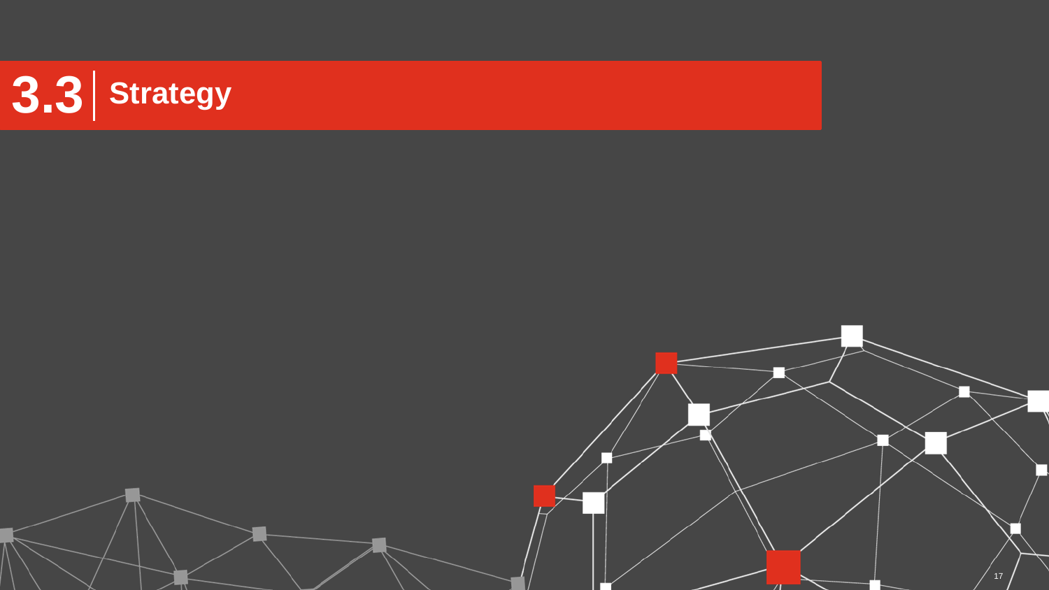# 3.3 Strategy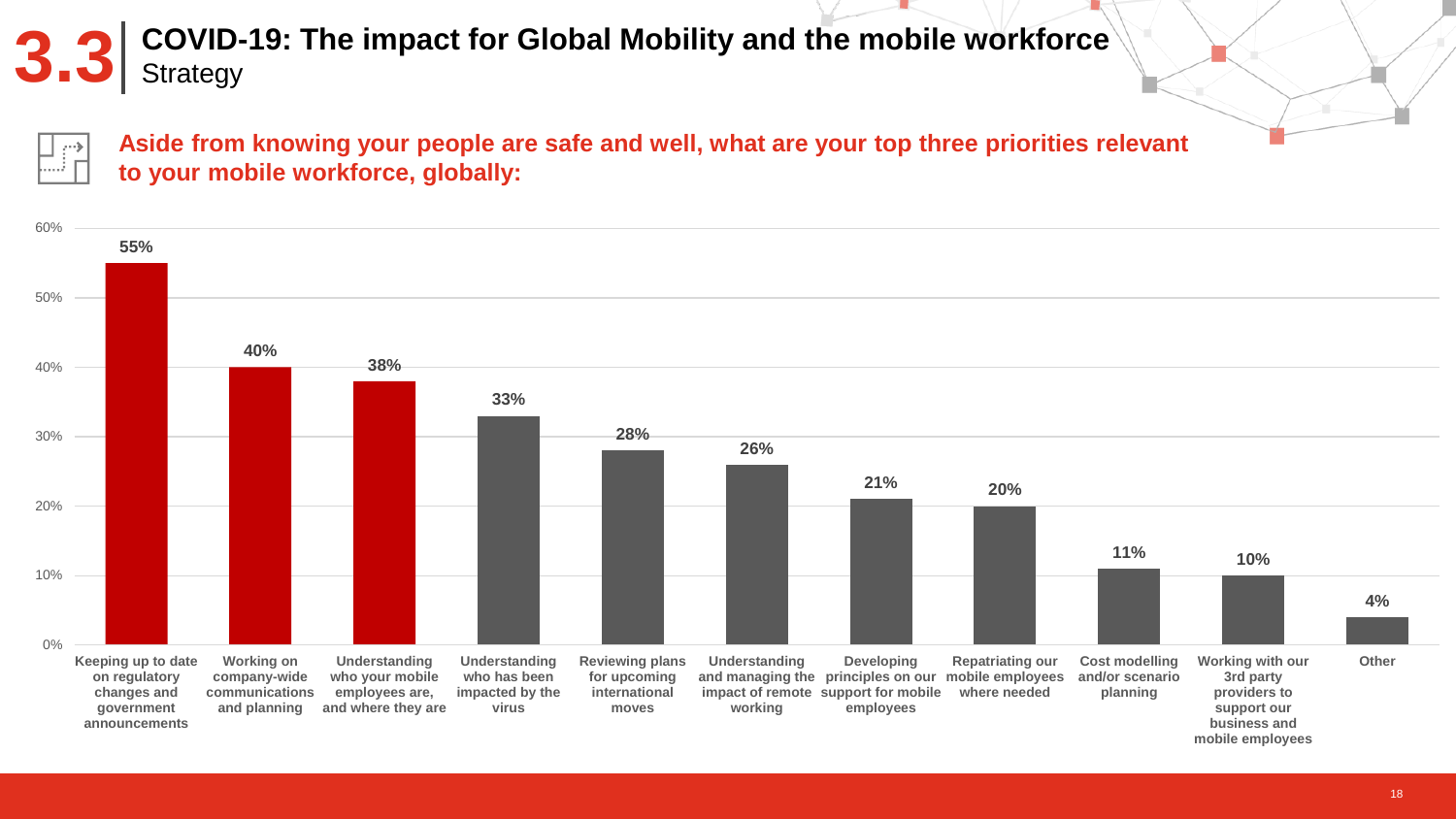# 3.3 COVID-19: The impact for Global Mobility and the mobile workforce

## Strategy

**Aside from knowing your people are safe and well, what are your top three priorities relevant to your mobile workforce, globally:**

| Priority | % |
| --- | --- |
| Keeping up to date on regulatory changes and government announcements | 55% |
| Working on company-wide communications and planning | 40% |
| Understanding who your mobile employees are, and where they are | 38% |
| Understanding who has been impacted by the virus | 33% |
| Reviewing plans for upcoming international moves | 28% |
| Understanding and managing the impact of remote working | 26% |
| Developing principles on our support for mobile employees | 21% |
| Repatriating our mobile employees where needed | 20% |
| Cost modelling and/or scenario planning | 11% |
| Working with our 3rd party providers to support our business and mobile employees | 10% |
| Other | 4% |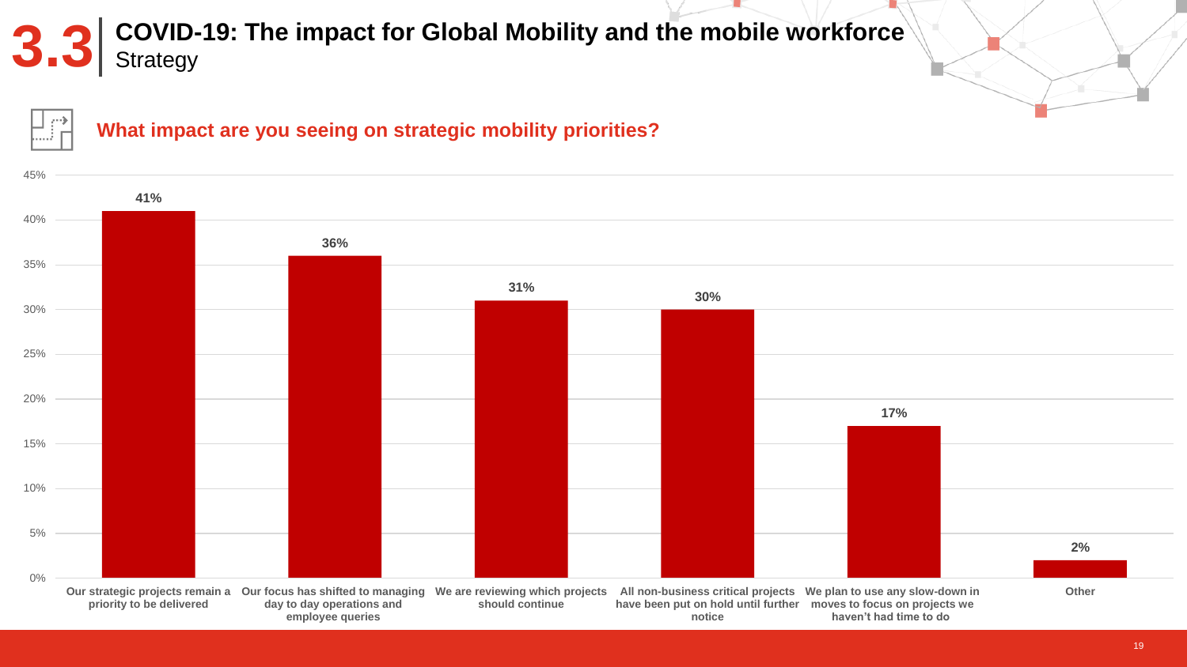# 3.3 COVID-19: The impact for Global Mobility and the mobile workforce

## Strategy

### What impact are you seeing on strategic mobility priorities?

| Response | Percentage |
|---|---|
| Our strategic projects remain a priority to be delivered | 41% |
| Our focus has shifted to managing day to day operations and employee queries | 36% |
| We are reviewing which projects should continue | 31% |
| All non-business critical projects have been put on hold until further notice | 30% |
| We plan to use any slow-down in moves to focus on projects we haven't had time to do | 17% |
| Other | 2% |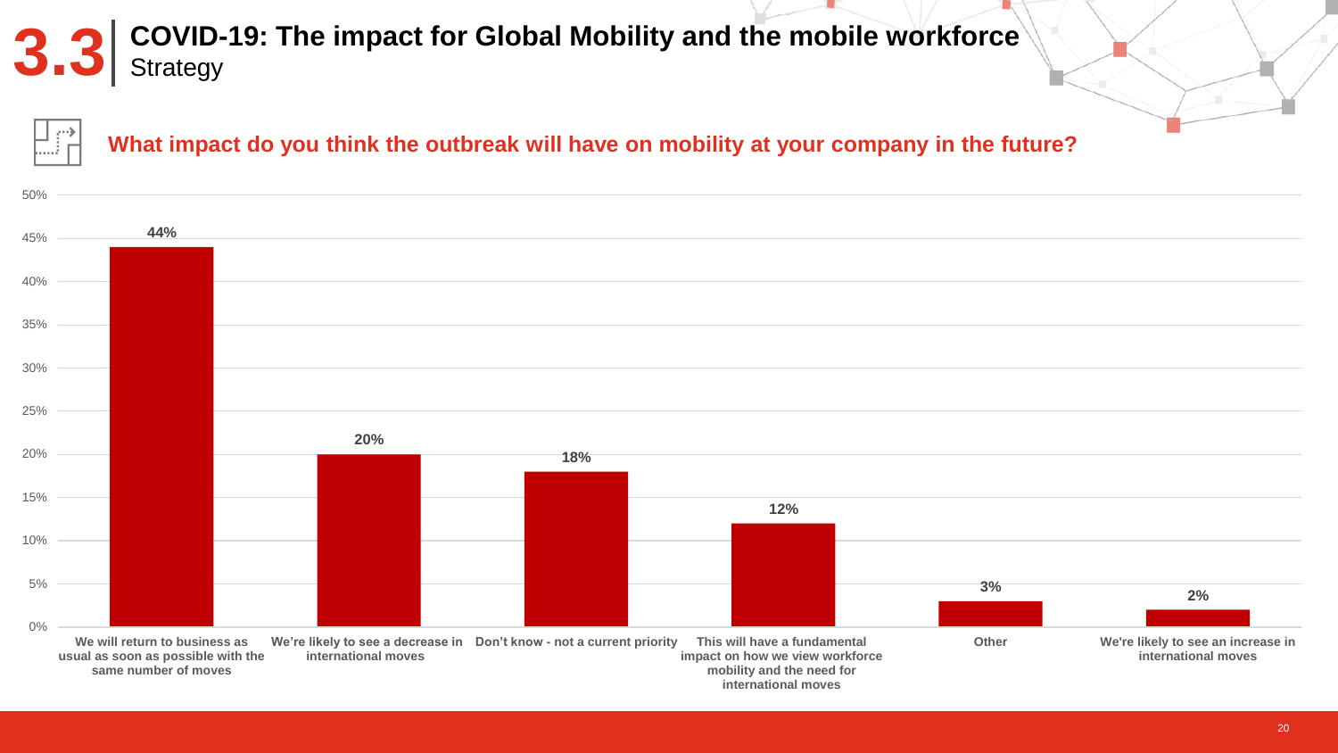# 3.3 COVID-19: The impact for Global Mobility and the mobile workforce

## Strategy

### What impact do you think the outbreak will have on mobility at your company in the future?

| Response | Percentage |
|---|---|
| We will return to business as usual as soon as possible with the same number of moves | 44% |
| We're likely to see a decrease in international moves | 20% |
| Don't know - not a current priority | 18% |
| This will have a fundamental impact on how we view workforce mobility and the need for international moves | 12% |
| Other | 3% |
| We're likely to see an increase in international moves | 2% |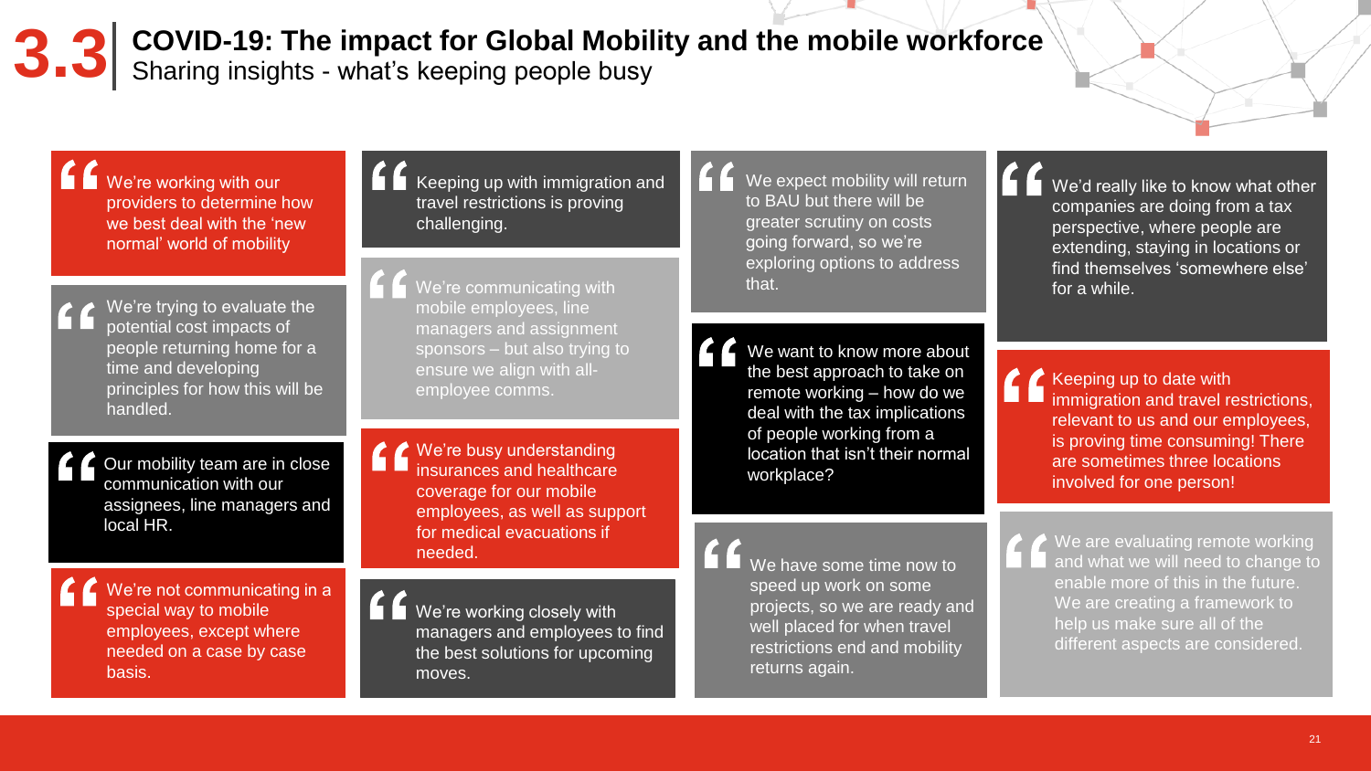# 3.3 COVID-19: The impact for Global Mobility and the mobile workforce

## Sharing insights - what's keeping people busy

> We're working with our providers to determine how we best deal with the 'new normal' world of mobility

> We're trying to evaluate the potential cost impacts of people returning home for a time and developing principles for how this will be handled.

> Our mobility team are in close communication with our assignees, line managers and local HR.

> We're not communicating in a special way to mobile employees, except where needed on a case by case basis.

> Keeping up with immigration and travel restrictions is proving challenging.

> We're communicating with mobile employees, line managers and assignment sponsors – but also trying to ensure we align with all-employee comms.

> We're busy understanding insurances and healthcare coverage for our mobile employees, as well as support for medical evacuations if needed.

> We're working closely with managers and employees to find the best solutions for upcoming moves.

> We expect mobility will return to BAU but there will be greater scrutiny on costs going forward, so we're exploring options to address that.

> We want to know more about the best approach to take on remote working – how do we deal with the tax implications of people working from a location that isn't their normal workplace?

> We have some time now to speed up work on some projects, so we are ready and well placed for when travel restrictions end and mobility returns again.

> We'd really like to know what other companies are doing from a tax perspective, where people are extending, staying in locations or find themselves 'somewhere else' for a while.

> Keeping up to date with immigration and travel restrictions, relevant to us and our employees, is proving time consuming! There are sometimes three locations involved for one person!

> We are evaluating remote working and what we will need to change to enable more of this in the future. We are creating a framework to help us make sure all of the different aspects are considered.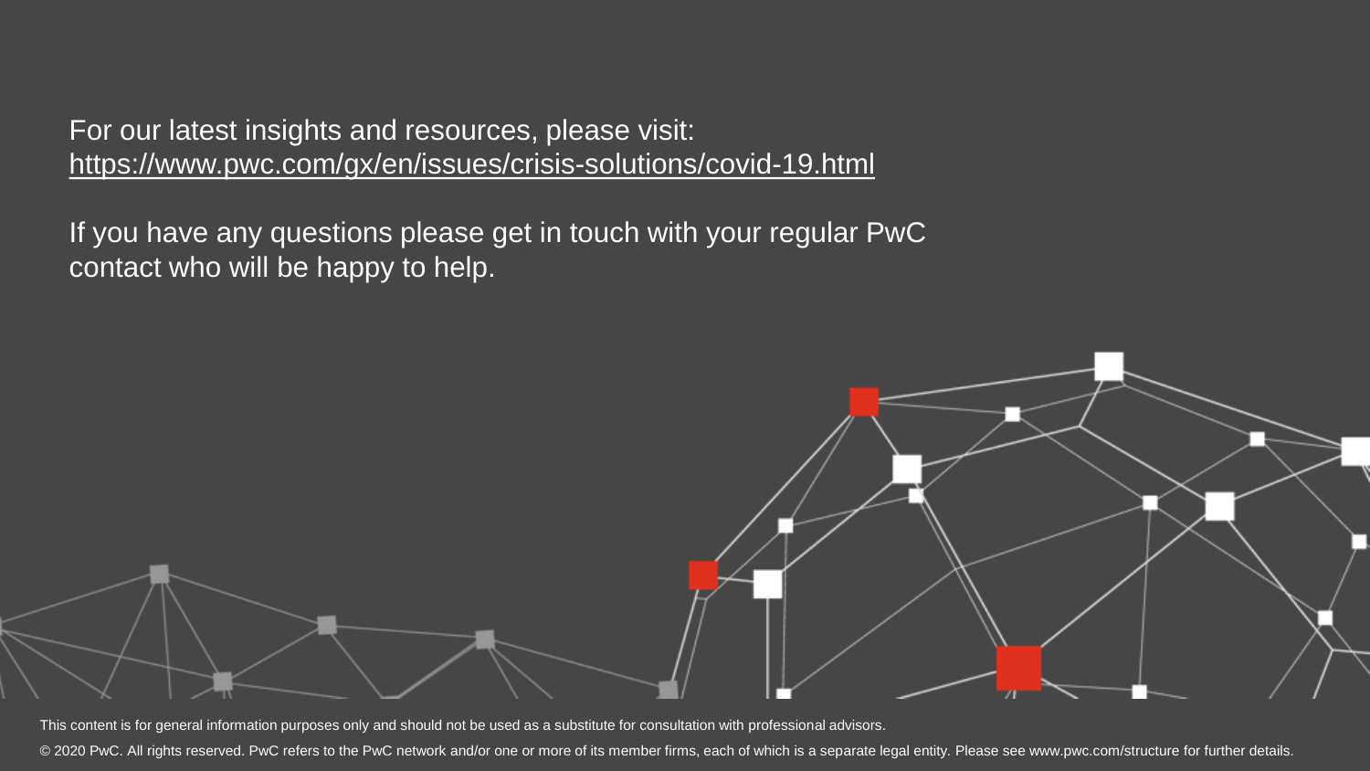For our latest insights and resources, please visit:
https://www.pwc.com/gx/en/issues/crisis-solutions/covid-19.html

If you have any questions please get in touch with your regular PwC contact who will be happy to help.

This content is for general information purposes only and should not be used as a substitute for consultation with professional advisors.

© 2020 PwC. All rights reserved. PwC refers to the PwC network and/or one or more of its member firms, each of which is a separate legal entity. Please see www.pwc.com/structure for further details.